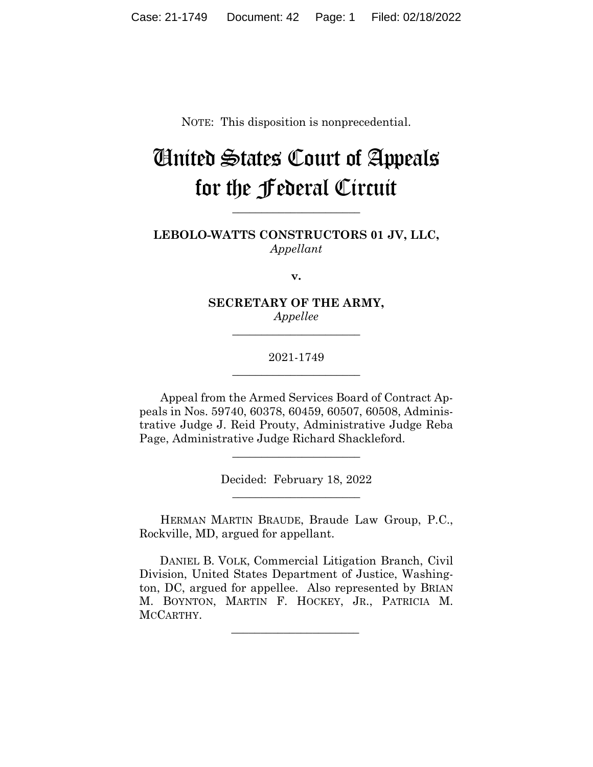NOTE: This disposition is nonprecedential.

# United States Court of Appeals for the Federal Circuit

______________________

**LEBOLO-WATTS CONSTRUCTORS 01 JV, LLC,**
*Appellant*

**v.**

**SECRETARY OF THE ARMY,**
*Appellee*

______________________

2021-1749

______________________

Appeal from the Armed Services Board of Contract Appeals in Nos. 59740, 60378, 60459, 60507, 60508, Administrative Judge J. Reid Prouty, Administrative Judge Reba Page, Administrative Judge Richard Shackleford.

______________________

Decided: February 18, 2022

______________________

HERMAN MARTIN BRAUDE, Braude Law Group, P.C., Rockville, MD, argued for appellant.

DANIEL B. VOLK, Commercial Litigation Branch, Civil Division, United States Department of Justice, Washington, DC, argued for appellee. Also represented by BRIAN M. BOYNTON, MARTIN F. HOCKEY, JR., PATRICIA M. MCCARTHY.

______________________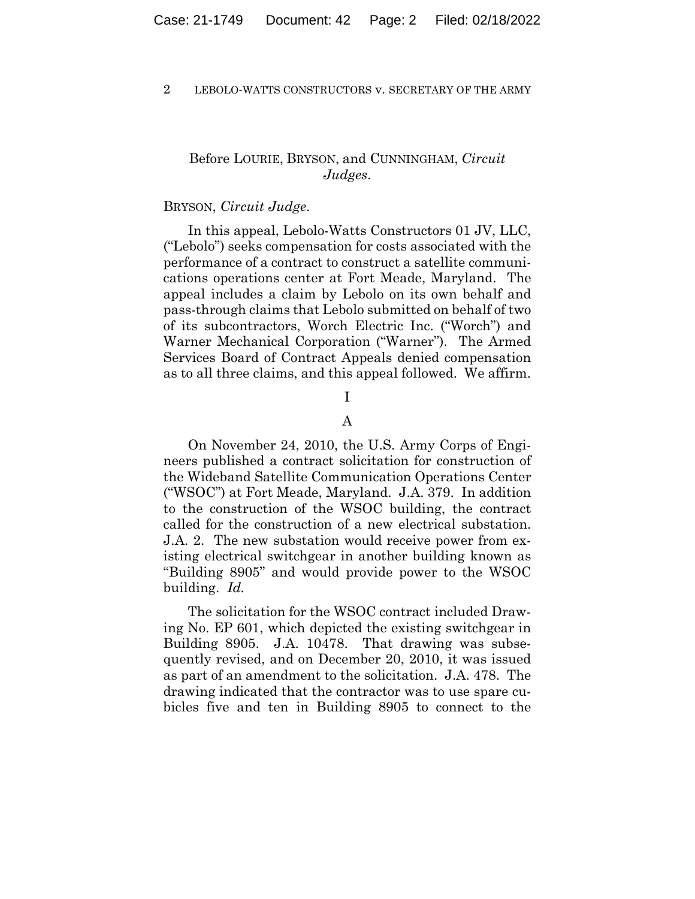Before LOURIE, BRYSON, and CUNNINGHAM, *Circuit Judges*.

BRYSON, *Circuit Judge*.

In this appeal, Lebolo-Watts Constructors 01 JV, LLC, ("Lebolo") seeks compensation for costs associated with the performance of a contract to construct a satellite communications operations center at Fort Meade, Maryland. The appeal includes a claim by Lebolo on its own behalf and pass-through claims that Lebolo submitted on behalf of two of its subcontractors, Worch Electric Inc. ("Worch") and Warner Mechanical Corporation ("Warner"). The Armed Services Board of Contract Appeals denied compensation as to all three claims, and this appeal followed. We affirm.

# I

## A

On November 24, 2010, the U.S. Army Corps of Engineers published a contract solicitation for construction of the Wideband Satellite Communication Operations Center ("WSOC") at Fort Meade, Maryland. J.A. 379. In addition to the construction of the WSOC building, the contract called for the construction of a new electrical substation. J.A. 2. The new substation would receive power from existing electrical switchgear in another building known as "Building 8905" and would provide power to the WSOC building. *Id.*

The solicitation for the WSOC contract included Drawing No. EP 601, which depicted the existing switchgear in Building 8905. J.A. 10478. That drawing was subsequently revised, and on December 20, 2010, it was issued as part of an amendment to the solicitation. J.A. 478. The drawing indicated that the contractor was to use spare cubicles five and ten in Building 8905 to connect to the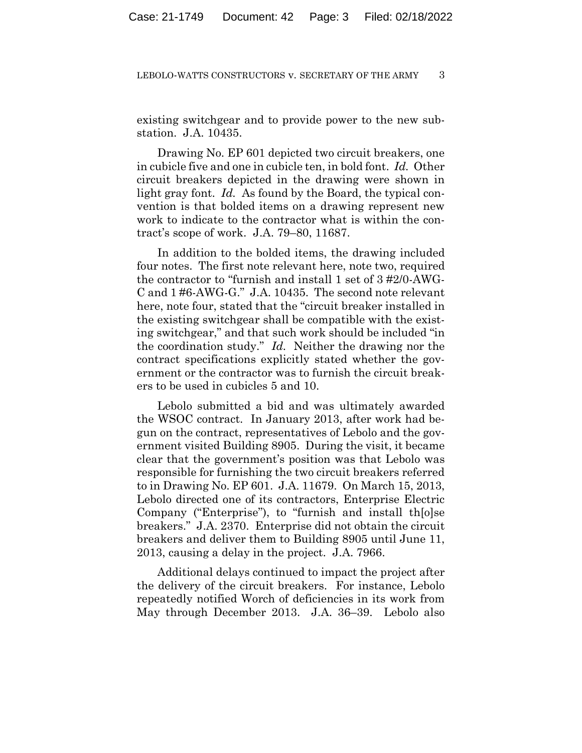existing switchgear and to provide power to the new substation. J.A. 10435.

Drawing No. EP 601 depicted two circuit breakers, one in cubicle five and one in cubicle ten, in bold font. *Id.* Other circuit breakers depicted in the drawing were shown in light gray font. *Id.* As found by the Board, the typical convention is that bolded items on a drawing represent new work to indicate to the contractor what is within the contract's scope of work. J.A. 79–80, 11687.

In addition to the bolded items, the drawing included four notes. The first note relevant here, note two, required the contractor to "furnish and install 1 set of 3 #2/0-AWG-C and 1 #6-AWG-G." J.A. 10435. The second note relevant here, note four, stated that the "circuit breaker installed in the existing switchgear shall be compatible with the existing switchgear," and that such work should be included "in the coordination study." *Id.* Neither the drawing nor the contract specifications explicitly stated whether the government or the contractor was to furnish the circuit breakers to be used in cubicles 5 and 10.

Lebolo submitted a bid and was ultimately awarded the WSOC contract. In January 2013, after work had begun on the contract, representatives of Lebolo and the government visited Building 8905. During the visit, it became clear that the government's position was that Lebolo was responsible for furnishing the two circuit breakers referred to in Drawing No. EP 601. J.A. 11679. On March 15, 2013, Lebolo directed one of its contractors, Enterprise Electric Company ("Enterprise"), to "furnish and install th[o]se breakers." J.A. 2370. Enterprise did not obtain the circuit breakers and deliver them to Building 8905 until June 11, 2013, causing a delay in the project. J.A. 7966.

Additional delays continued to impact the project after the delivery of the circuit breakers. For instance, Lebolo repeatedly notified Worch of deficiencies in its work from May through December 2013. J.A. 36–39. Lebolo also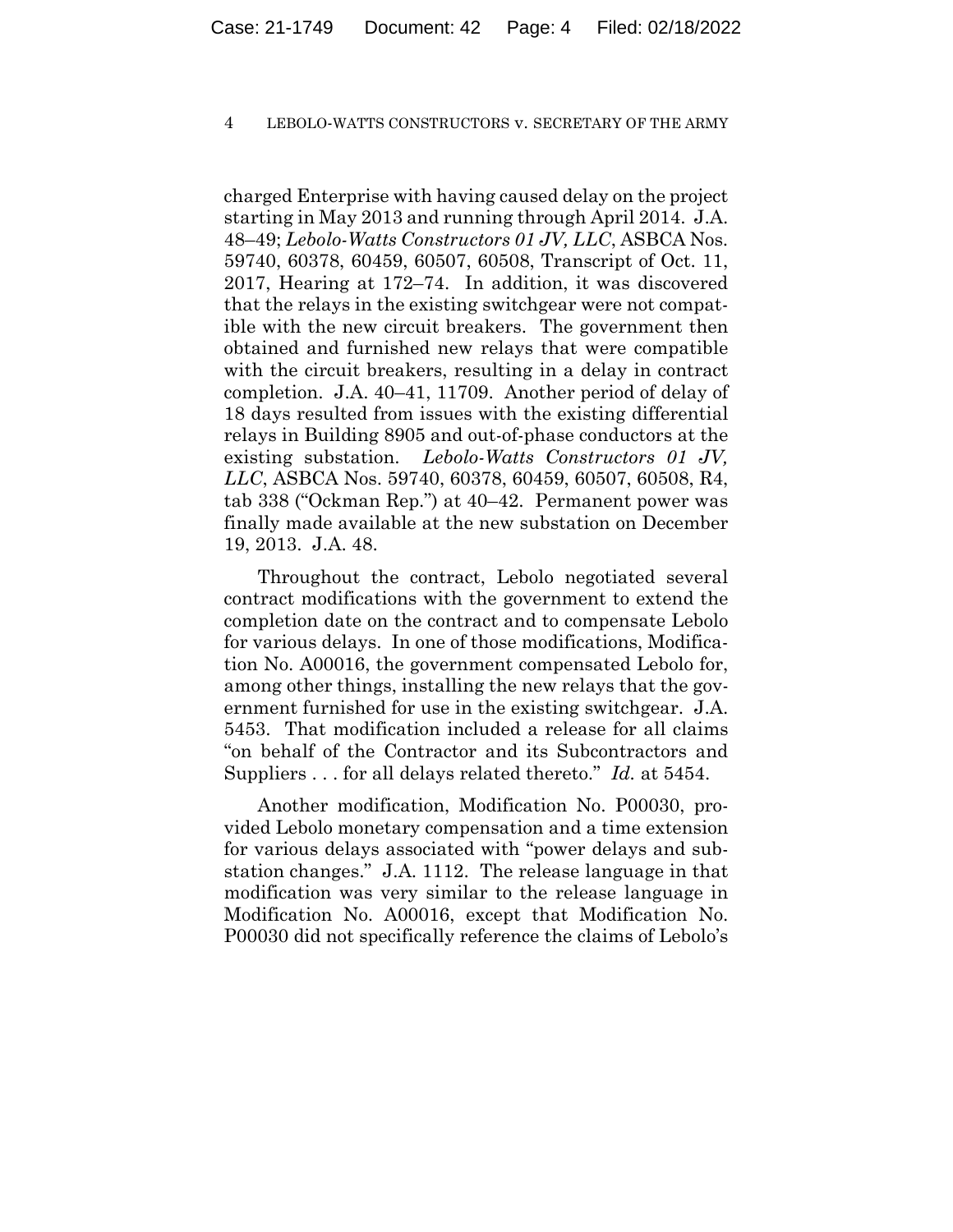charged Enterprise with having caused delay on the project starting in May 2013 and running through April 2014. J.A. 48–49; *Lebolo-Watts Constructors 01 JV, LLC*, ASBCA Nos. 59740, 60378, 60459, 60507, 60508, Transcript of Oct. 11, 2017, Hearing at 172–74. In addition, it was discovered that the relays in the existing switchgear were not compatible with the new circuit breakers. The government then obtained and furnished new relays that were compatible with the circuit breakers, resulting in a delay in contract completion. J.A. 40–41, 11709. Another period of delay of 18 days resulted from issues with the existing differential relays in Building 8905 and out-of-phase conductors at the existing substation. *Lebolo-Watts Constructors 01 JV, LLC*, ASBCA Nos. 59740, 60378, 60459, 60507, 60508, R4, tab 338 ("Ockman Rep.") at 40–42. Permanent power was finally made available at the new substation on December 19, 2013. J.A. 48.

Throughout the contract, Lebolo negotiated several contract modifications with the government to extend the completion date on the contract and to compensate Lebolo for various delays. In one of those modifications, Modification No. A00016, the government compensated Lebolo for, among other things, installing the new relays that the government furnished for use in the existing switchgear. J.A. 5453. That modification included a release for all claims "on behalf of the Contractor and its Subcontractors and Suppliers . . . for all delays related thereto." *Id.* at 5454.

Another modification, Modification No. P00030, provided Lebolo monetary compensation and a time extension for various delays associated with "power delays and substation changes." J.A. 1112. The release language in that modification was very similar to the release language in Modification No. A00016, except that Modification No. P00030 did not specifically reference the claims of Lebolo's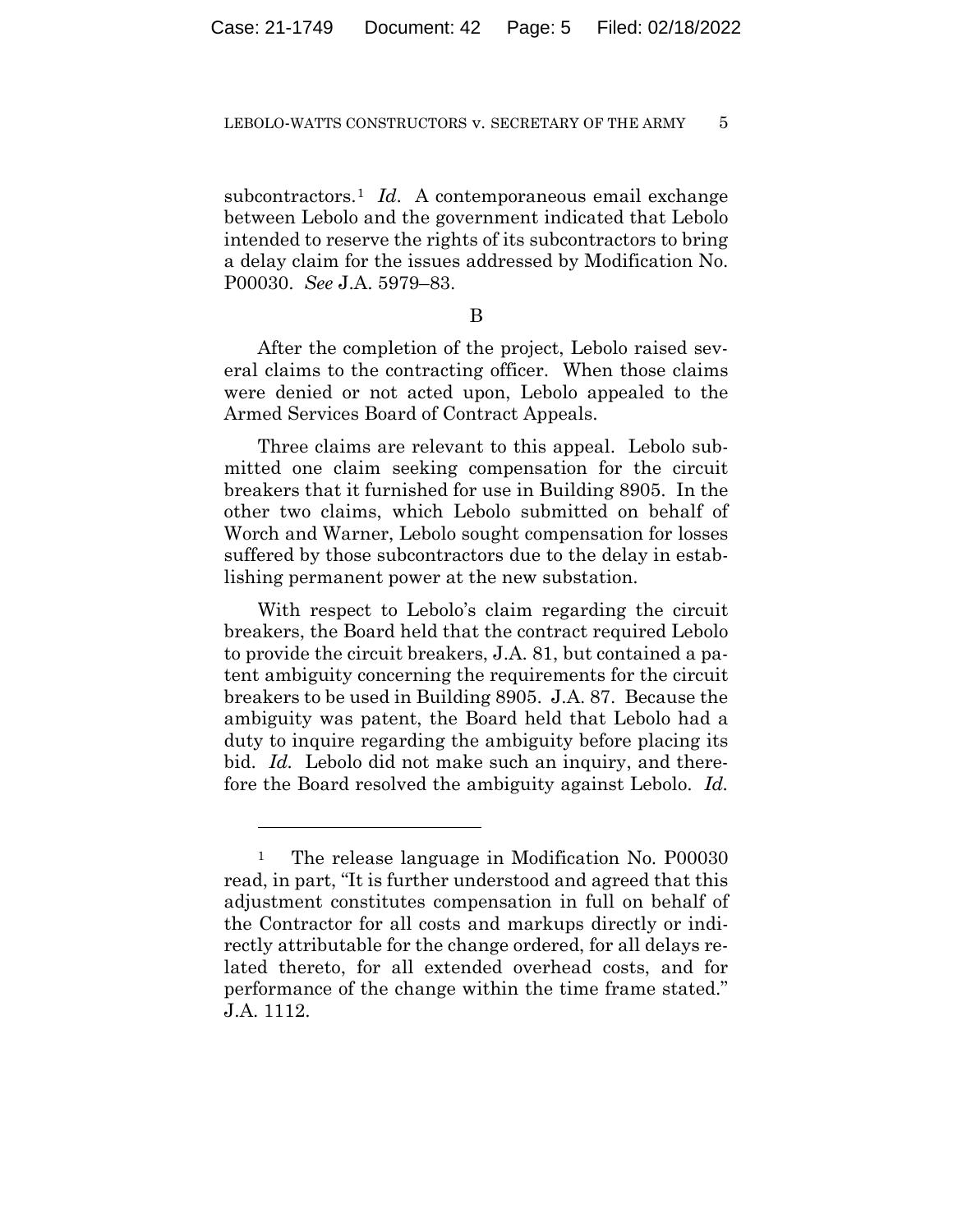subcontractors.[1] *Id*. A contemporaneous email exchange between Lebolo and the government indicated that Lebolo intended to reserve the rights of its subcontractors to bring a delay claim for the issues addressed by Modification No. P00030. *See* J.A. 5979–83.

B

After the completion of the project, Lebolo raised several claims to the contracting officer. When those claims were denied or not acted upon, Lebolo appealed to the Armed Services Board of Contract Appeals.

Three claims are relevant to this appeal. Lebolo submitted one claim seeking compensation for the circuit breakers that it furnished for use in Building 8905. In the other two claims, which Lebolo submitted on behalf of Worch and Warner, Lebolo sought compensation for losses suffered by those subcontractors due to the delay in establishing permanent power at the new substation.

With respect to Lebolo's claim regarding the circuit breakers, the Board held that the contract required Lebolo to provide the circuit breakers, J.A. 81, but contained a patent ambiguity concerning the requirements for the circuit breakers to be used in Building 8905. J.A. 87. Because the ambiguity was patent, the Board held that Lebolo had a duty to inquire regarding the ambiguity before placing its bid. *Id.* Lebolo did not make such an inquiry, and therefore the Board resolved the ambiguity against Lebolo. *Id.*

---

[1] The release language in Modification No. P00030 read, in part, "It is further understood and agreed that this adjustment constitutes compensation in full on behalf of the Contractor for all costs and markups directly or indirectly attributable for the change ordered, for all delays related thereto, for all extended overhead costs, and for performance of the change within the time frame stated." J.A. 1112.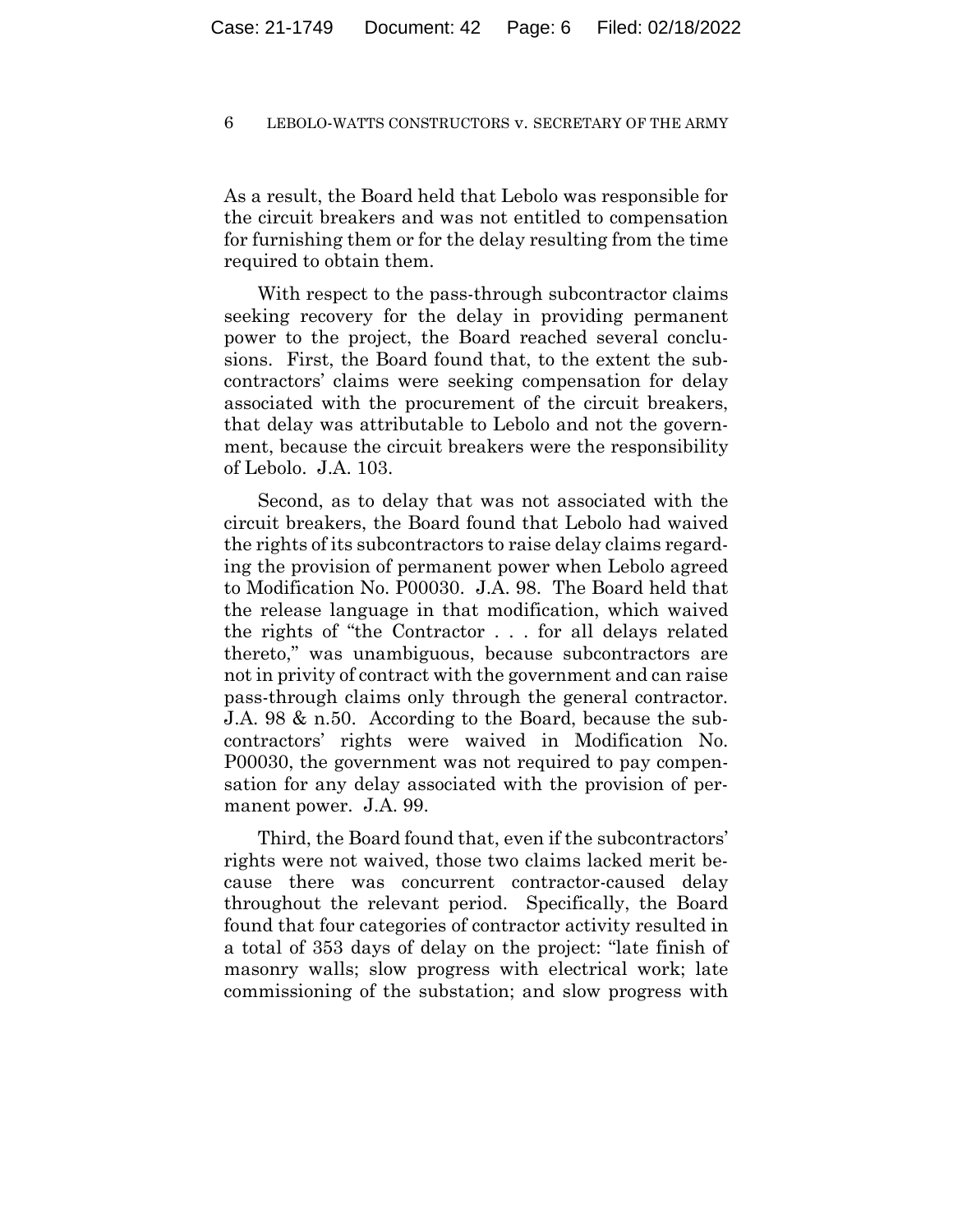As a result, the Board held that Lebolo was responsible for the circuit breakers and was not entitled to compensation for furnishing them or for the delay resulting from the time required to obtain them.

With respect to the pass-through subcontractor claims seeking recovery for the delay in providing permanent power to the project, the Board reached several conclusions. First, the Board found that, to the extent the subcontractors' claims were seeking compensation for delay associated with the procurement of the circuit breakers, that delay was attributable to Lebolo and not the government, because the circuit breakers were the responsibility of Lebolo. J.A. 103.

Second, as to delay that was not associated with the circuit breakers, the Board found that Lebolo had waived the rights of its subcontractors to raise delay claims regarding the provision of permanent power when Lebolo agreed to Modification No. P00030. J.A. 98. The Board held that the release language in that modification, which waived the rights of "the Contractor . . . for all delays related thereto," was unambiguous, because subcontractors are not in privity of contract with the government and can raise pass-through claims only through the general contractor. J.A. 98 & n.50. According to the Board, because the subcontractors' rights were waived in Modification No. P00030, the government was not required to pay compensation for any delay associated with the provision of permanent power. J.A. 99.

Third, the Board found that, even if the subcontractors' rights were not waived, those two claims lacked merit because there was concurrent contractor-caused delay throughout the relevant period. Specifically, the Board found that four categories of contractor activity resulted in a total of 353 days of delay on the project: "late finish of masonry walls; slow progress with electrical work; late commissioning of the substation; and slow progress with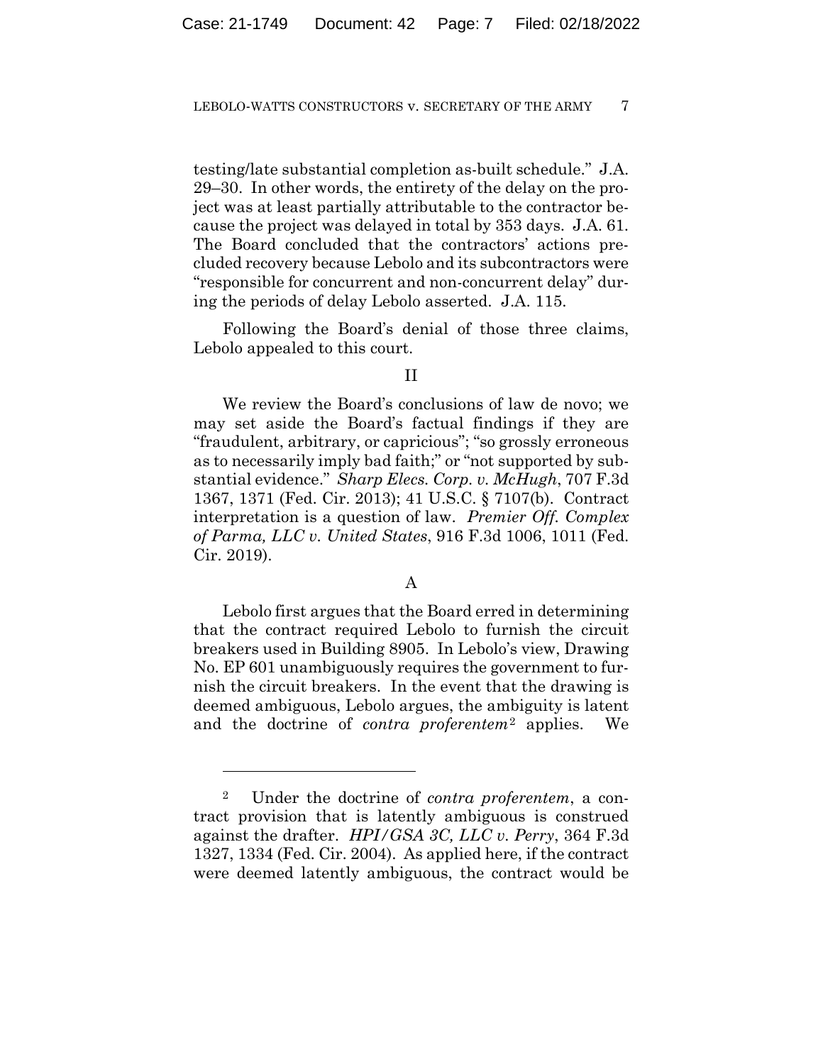testing/late substantial completion as-built schedule." J.A. 29–30. In other words, the entirety of the delay on the project was at least partially attributable to the contractor because the project was delayed in total by 353 days. J.A. 61. The Board concluded that the contractors' actions precluded recovery because Lebolo and its subcontractors were "responsible for concurrent and non-concurrent delay" during the periods of delay Lebolo asserted. J.A. 115.

Following the Board's denial of those three claims, Lebolo appealed to this court.

## II

We review the Board's conclusions of law de novo; we may set aside the Board's factual findings if they are "fraudulent, arbitrary, or capricious"; "so grossly erroneous as to necessarily imply bad faith;" or "not supported by substantial evidence." *Sharp Elecs. Corp. v. McHugh*, 707 F.3d 1367, 1371 (Fed. Cir. 2013); 41 U.S.C. § 7107(b). Contract interpretation is a question of law. *Premier Off. Complex of Parma, LLC v. United States*, 916 F.3d 1006, 1011 (Fed. Cir. 2019).

### A

Lebolo first argues that the Board erred in determining that the contract required Lebolo to furnish the circuit breakers used in Building 8905. In Lebolo's view, Drawing No. EP 601 unambiguously requires the government to furnish the circuit breakers. In the event that the drawing is deemed ambiguous, Lebolo argues, the ambiguity is latent and the doctrine of *contra proferentem*[2] applies. We

---

[2] Under the doctrine of *contra proferentem*, a contract provision that is latently ambiguous is construed against the drafter. *HPI/GSA 3C, LLC v. Perry*, 364 F.3d 1327, 1334 (Fed. Cir. 2004). As applied here, if the contract were deemed latently ambiguous, the contract would be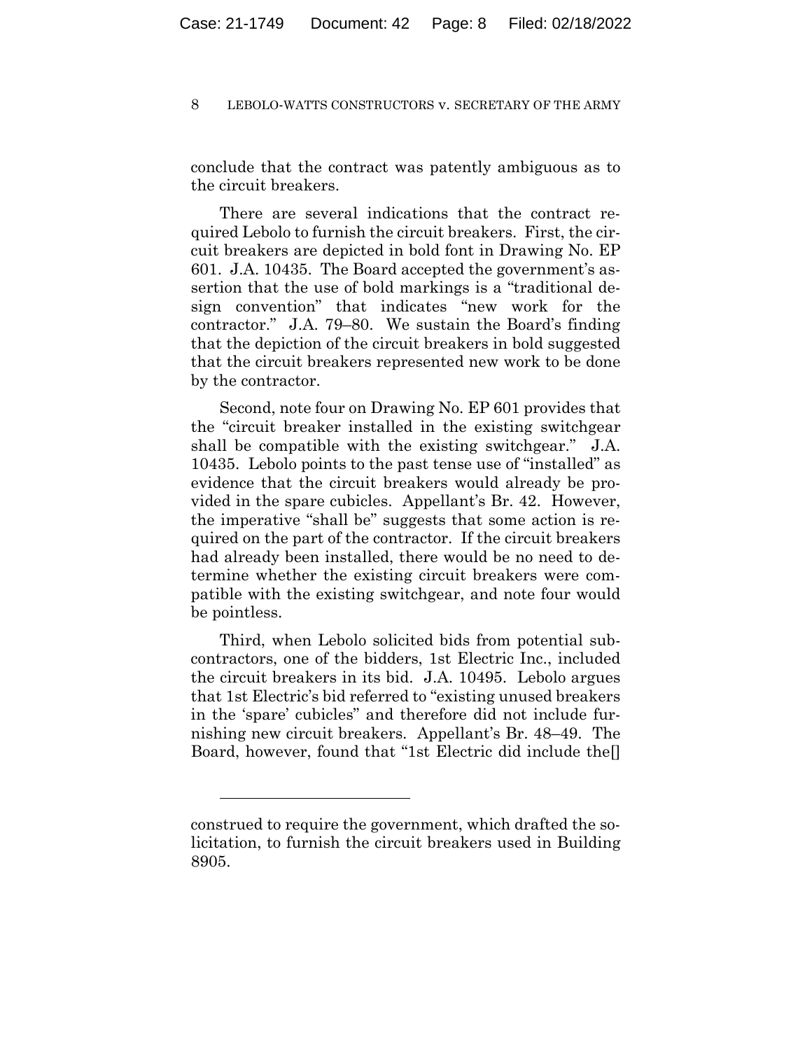conclude that the contract was patently ambiguous as to the circuit breakers.

There are several indications that the contract required Lebolo to furnish the circuit breakers. First, the circuit breakers are depicted in bold font in Drawing No. EP 601. J.A. 10435. The Board accepted the government's assertion that the use of bold markings is a "traditional design convention" that indicates "new work for the contractor." J.A. 79–80. We sustain the Board's finding that the depiction of the circuit breakers in bold suggested that the circuit breakers represented new work to be done by the contractor.

Second, note four on Drawing No. EP 601 provides that the "circuit breaker installed in the existing switchgear shall be compatible with the existing switchgear." J.A. 10435. Lebolo points to the past tense use of "installed" as evidence that the circuit breakers would already be provided in the spare cubicles. Appellant's Br. 42. However, the imperative "shall be" suggests that some action is required on the part of the contractor. If the circuit breakers had already been installed, there would be no need to determine whether the existing circuit breakers were compatible with the existing switchgear, and note four would be pointless.

Third, when Lebolo solicited bids from potential subcontractors, one of the bidders, 1st Electric Inc., included the circuit breakers in its bid. J.A. 10495. Lebolo argues that 1st Electric's bid referred to "existing unused breakers in the 'spare' cubicles" and therefore did not include furnishing new circuit breakers. Appellant's Br. 48–49. The Board, however, found that "1st Electric did include the[]

---

construed to require the government, which drafted the solicitation, to furnish the circuit breakers used in Building 8905.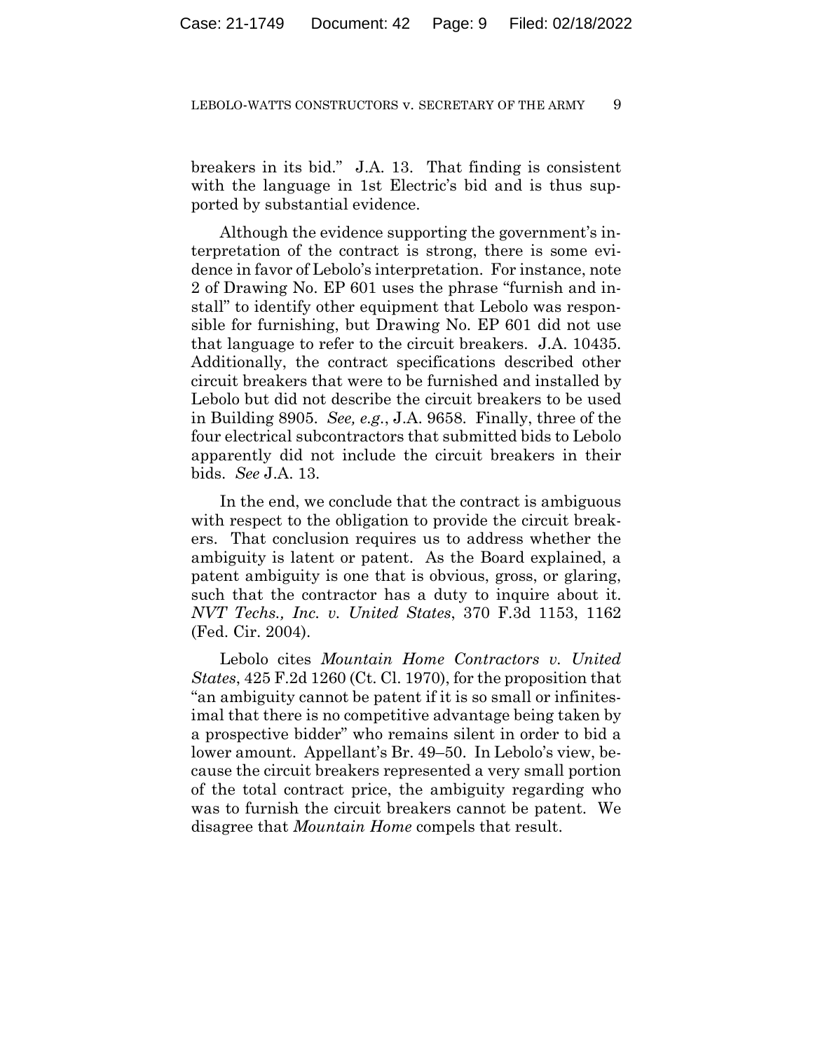breakers in its bid." J.A. 13. That finding is consistent with the language in 1st Electric's bid and is thus supported by substantial evidence.

Although the evidence supporting the government's interpretation of the contract is strong, there is some evidence in favor of Lebolo's interpretation. For instance, note 2 of Drawing No. EP 601 uses the phrase "furnish and install" to identify other equipment that Lebolo was responsible for furnishing, but Drawing No. EP 601 did not use that language to refer to the circuit breakers. J.A. 10435. Additionally, the contract specifications described other circuit breakers that were to be furnished and installed by Lebolo but did not describe the circuit breakers to be used in Building 8905. *See, e.g.*, J.A. 9658. Finally, three of the four electrical subcontractors that submitted bids to Lebolo apparently did not include the circuit breakers in their bids. *See* J.A. 13.

In the end, we conclude that the contract is ambiguous with respect to the obligation to provide the circuit breakers. That conclusion requires us to address whether the ambiguity is latent or patent. As the Board explained, a patent ambiguity is one that is obvious, gross, or glaring, such that the contractor has a duty to inquire about it. *NVT Techs., Inc. v. United States*, 370 F.3d 1153, 1162 (Fed. Cir. 2004).

Lebolo cites *Mountain Home Contractors v. United States*, 425 F.2d 1260 (Ct. Cl. 1970), for the proposition that "an ambiguity cannot be patent if it is so small or infinitesimal that there is no competitive advantage being taken by a prospective bidder" who remains silent in order to bid a lower amount. Appellant's Br. 49–50. In Lebolo's view, because the circuit breakers represented a very small portion of the total contract price, the ambiguity regarding who was to furnish the circuit breakers cannot be patent. We disagree that *Mountain Home* compels that result.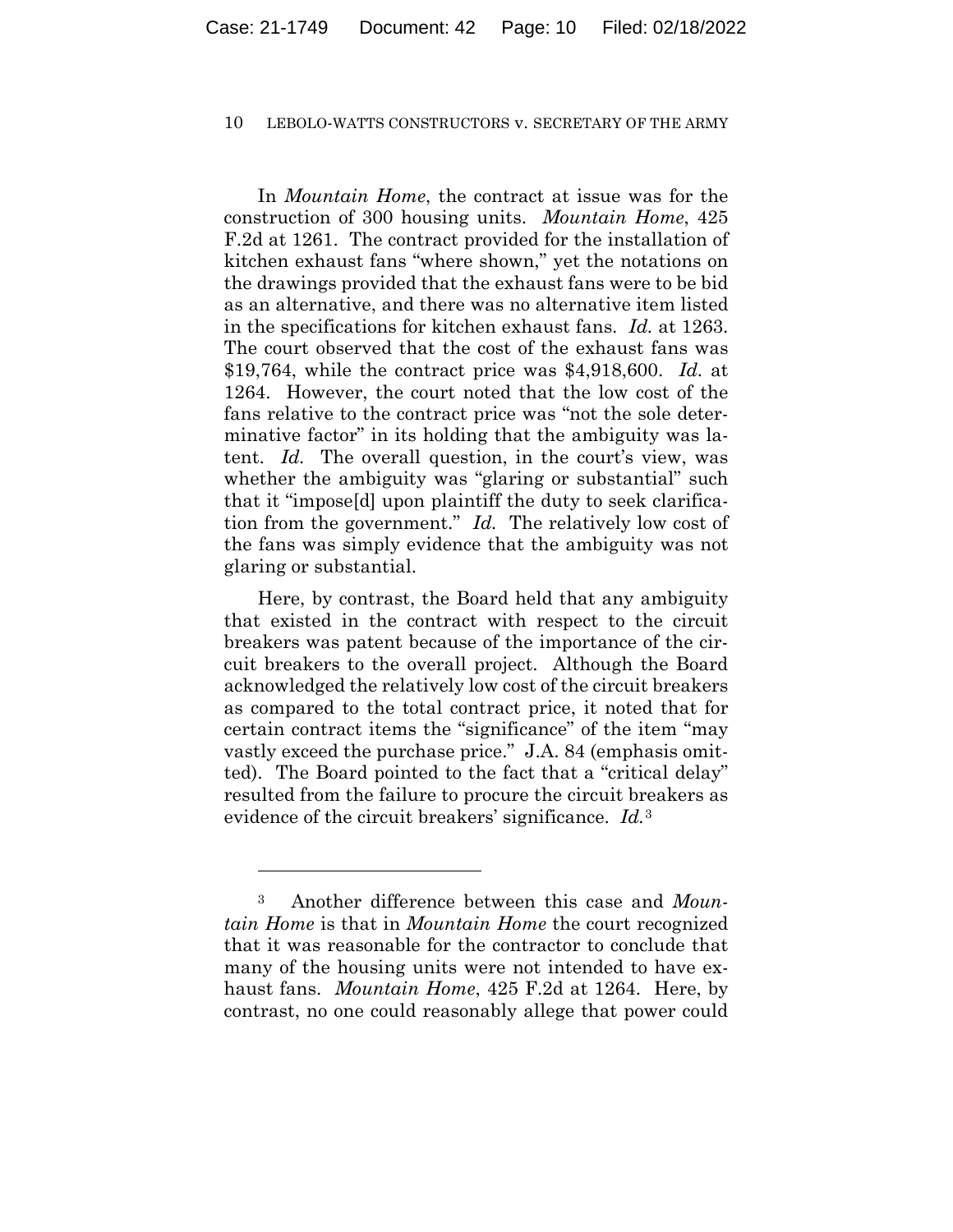In *Mountain Home*, the contract at issue was for the construction of 300 housing units. *Mountain Home*, 425 F.2d at 1261. The contract provided for the installation of kitchen exhaust fans "where shown," yet the notations on the drawings provided that the exhaust fans were to be bid as an alternative, and there was no alternative item listed in the specifications for kitchen exhaust fans. *Id.* at 1263. The court observed that the cost of the exhaust fans was $19,764, while the contract price was $4,918,600. *Id.* at 1264. However, the court noted that the low cost of the fans relative to the contract price was "not the sole determinative factor" in its holding that the ambiguity was latent. *Id.* The overall question, in the court's view, was whether the ambiguity was "glaring or substantial" such that it "impose[d] upon plaintiff the duty to seek clarification from the government." *Id.* The relatively low cost of the fans was simply evidence that the ambiguity was not glaring or substantial.

Here, by contrast, the Board held that any ambiguity that existed in the contract with respect to the circuit breakers was patent because of the importance of the circuit breakers to the overall project. Although the Board acknowledged the relatively low cost of the circuit breakers as compared to the total contract price, it noted that for certain contract items the "significance" of the item "may vastly exceed the purchase price." J.A. 84 (emphasis omitted). The Board pointed to the fact that a "critical delay" resulted from the failure to procure the circuit breakers as evidence of the circuit breakers' significance. *Id.*[3]

---

[3] Another difference between this case and *Mountain Home* is that in *Mountain Home* the court recognized that it was reasonable for the contractor to conclude that many of the housing units were not intended to have exhaust fans. *Mountain Home*, 425 F.2d at 1264. Here, by contrast, no one could reasonably allege that power could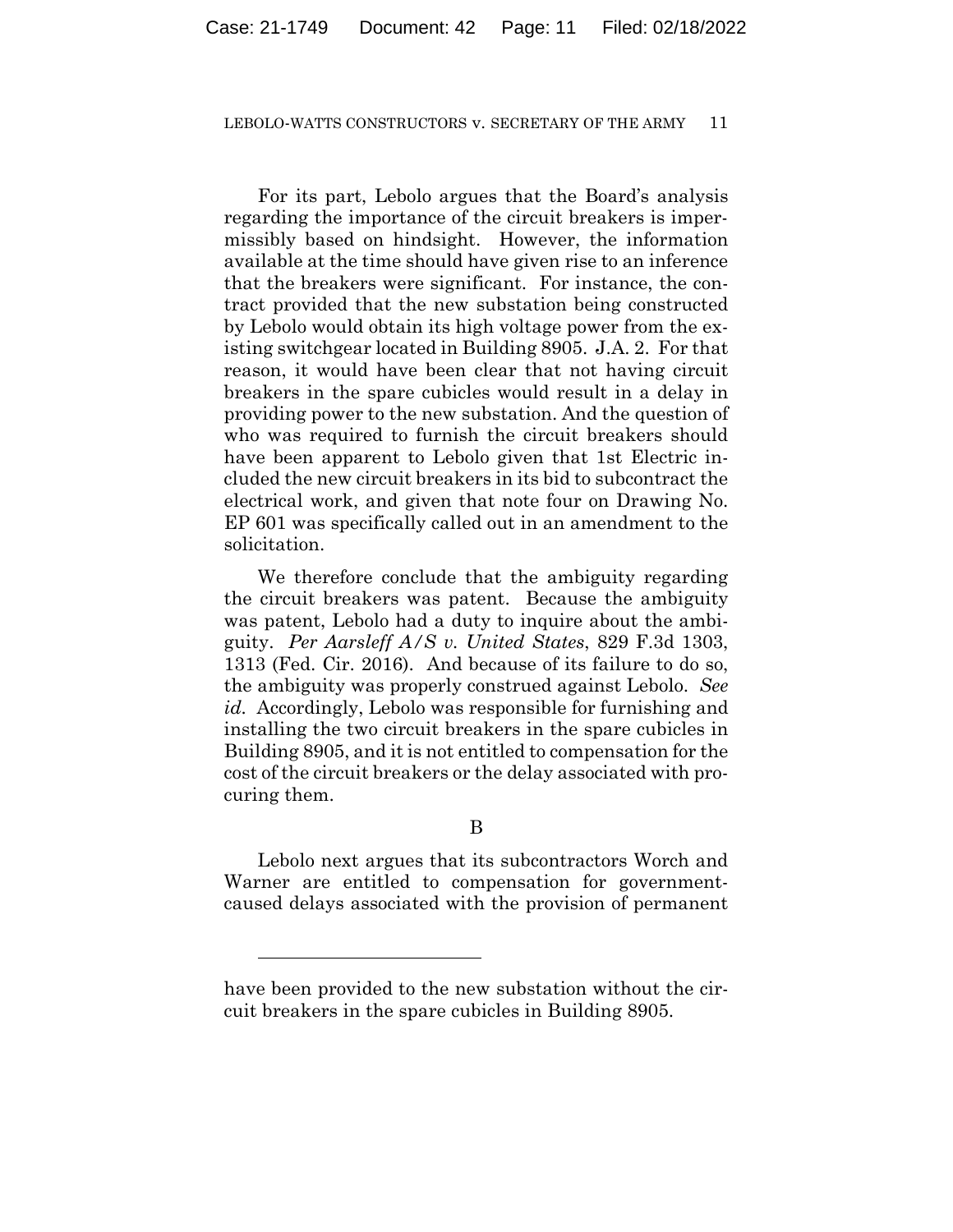For its part, Lebolo argues that the Board's analysis regarding the importance of the circuit breakers is impermissibly based on hindsight. However, the information available at the time should have given rise to an inference that the breakers were significant. For instance, the contract provided that the new substation being constructed by Lebolo would obtain its high voltage power from the existing switchgear located in Building 8905. J.A. 2. For that reason, it would have been clear that not having circuit breakers in the spare cubicles would result in a delay in providing power to the new substation. And the question of who was required to furnish the circuit breakers should have been apparent to Lebolo given that 1st Electric included the new circuit breakers in its bid to subcontract the electrical work, and given that note four on Drawing No. EP 601 was specifically called out in an amendment to the solicitation.

We therefore conclude that the ambiguity regarding the circuit breakers was patent. Because the ambiguity was patent, Lebolo had a duty to inquire about the ambiguity. *Per Aarsleff A/S v. United States*, 829 F.3d 1303, 1313 (Fed. Cir. 2016). And because of its failure to do so, the ambiguity was properly construed against Lebolo. *See id.* Accordingly, Lebolo was responsible for furnishing and installing the two circuit breakers in the spare cubicles in Building 8905, and it is not entitled to compensation for the cost of the circuit breakers or the delay associated with procuring them.

B

Lebolo next argues that its subcontractors Worch and Warner are entitled to compensation for government-caused delays associated with the provision of permanent

---

have been provided to the new substation without the circuit breakers in the spare cubicles in Building 8905.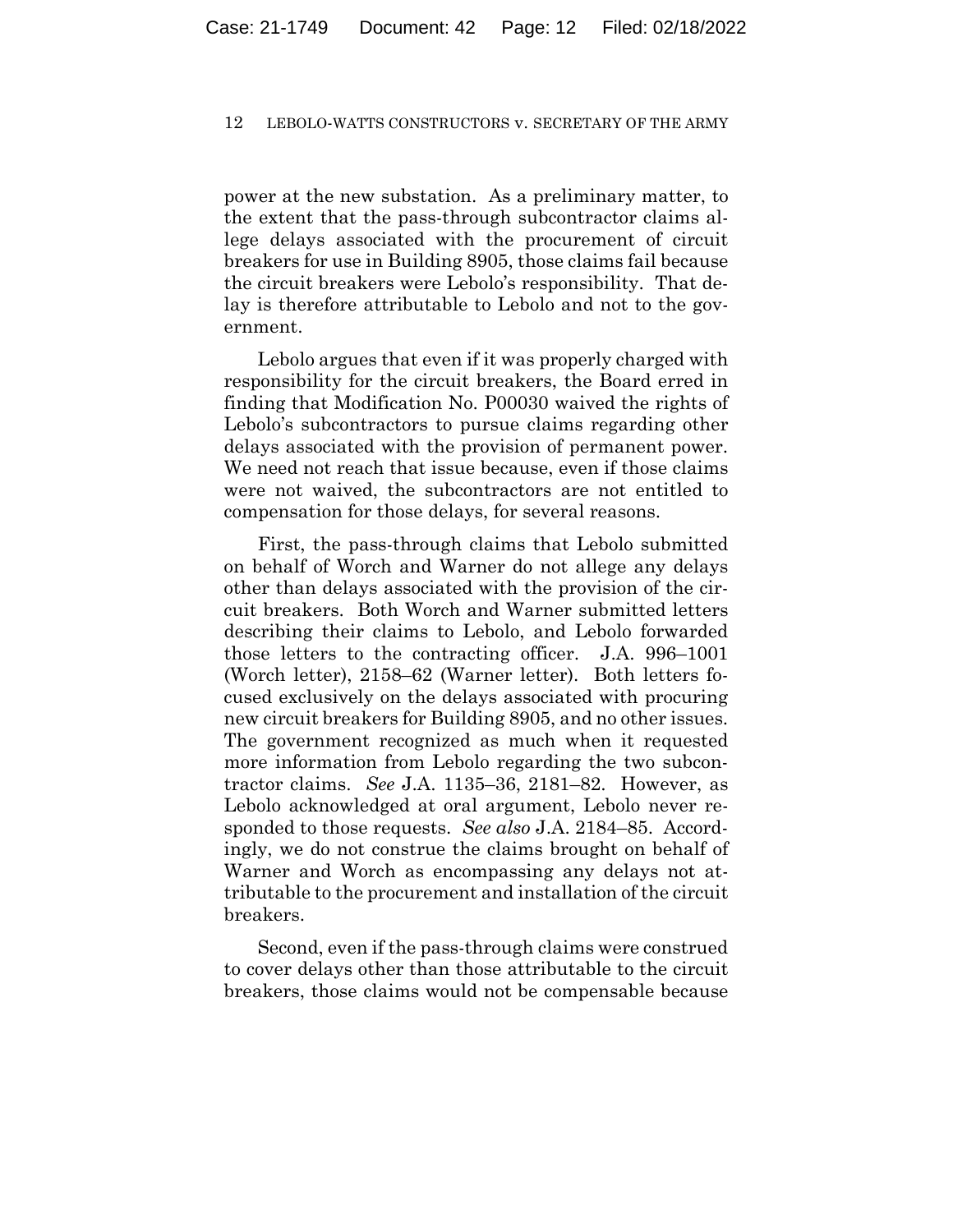power at the new substation. As a preliminary matter, to the extent that the pass-through subcontractor claims allege delays associated with the procurement of circuit breakers for use in Building 8905, those claims fail because the circuit breakers were Lebolo's responsibility. That delay is therefore attributable to Lebolo and not to the government.

Lebolo argues that even if it was properly charged with responsibility for the circuit breakers, the Board erred in finding that Modification No. P00030 waived the rights of Lebolo's subcontractors to pursue claims regarding other delays associated with the provision of permanent power. We need not reach that issue because, even if those claims were not waived, the subcontractors are not entitled to compensation for those delays, for several reasons.

First, the pass-through claims that Lebolo submitted on behalf of Worch and Warner do not allege any delays other than delays associated with the provision of the circuit breakers. Both Worch and Warner submitted letters describing their claims to Lebolo, and Lebolo forwarded those letters to the contracting officer. J.A. 996–1001 (Worch letter), 2158–62 (Warner letter). Both letters focused exclusively on the delays associated with procuring new circuit breakers for Building 8905, and no other issues. The government recognized as much when it requested more information from Lebolo regarding the two subcontractor claims. *See* J.A. 1135–36, 2181–82. However, as Lebolo acknowledged at oral argument, Lebolo never responded to those requests. *See also* J.A. 2184–85. Accordingly, we do not construe the claims brought on behalf of Warner and Worch as encompassing any delays not attributable to the procurement and installation of the circuit breakers.

Second, even if the pass-through claims were construed to cover delays other than those attributable to the circuit breakers, those claims would not be compensable because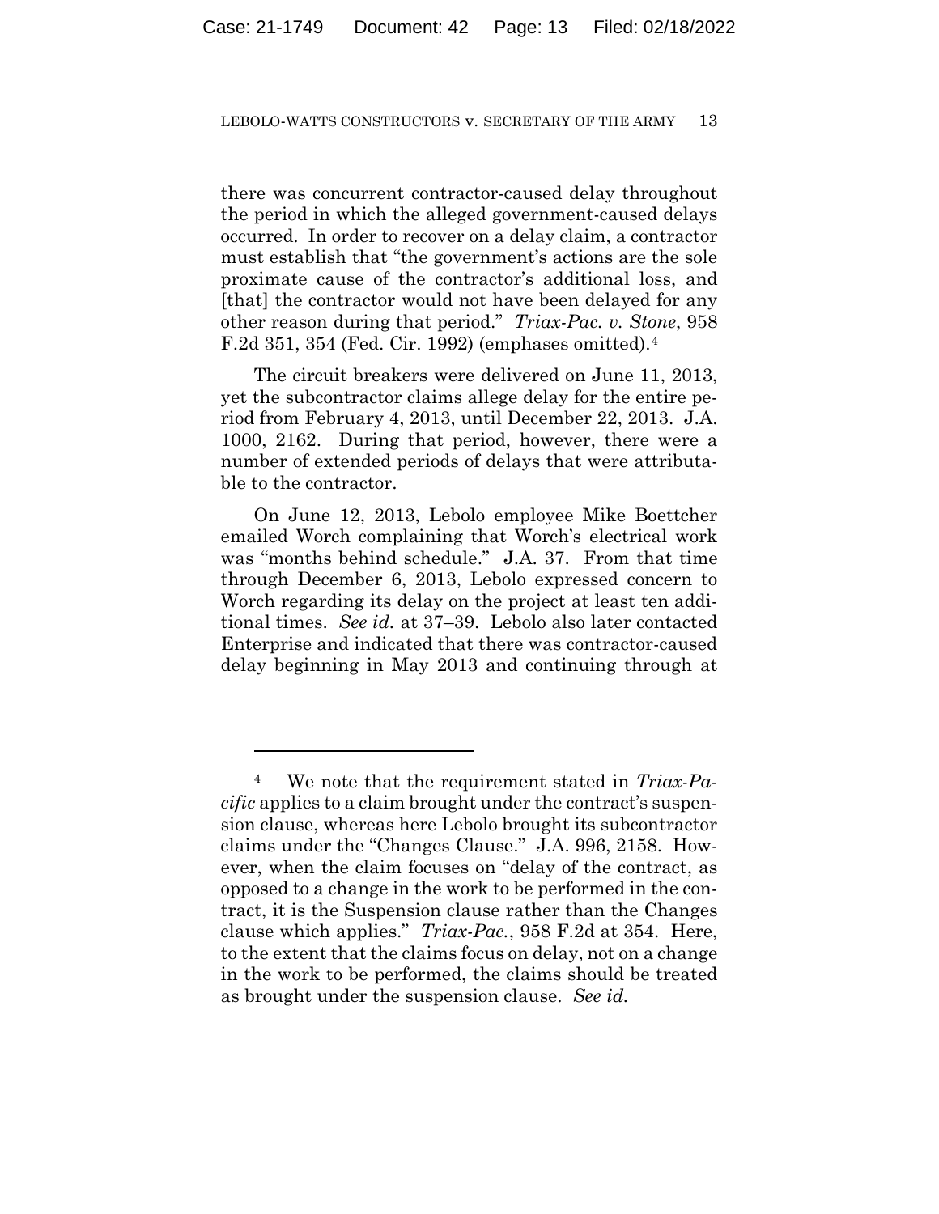there was concurrent contractor-caused delay throughout the period in which the alleged government-caused delays occurred. In order to recover on a delay claim, a contractor must establish that "the government's actions are the sole proximate cause of the contractor's additional loss, and [that] the contractor would not have been delayed for any other reason during that period." *Triax-Pac. v. Stone*, 958 F.2d 351, 354 (Fed. Cir. 1992) (emphases omitted).[4]

The circuit breakers were delivered on June 11, 2013, yet the subcontractor claims allege delay for the entire period from February 4, 2013, until December 22, 2013. J.A. 1000, 2162. During that period, however, there were a number of extended periods of delays that were attributable to the contractor.

On June 12, 2013, Lebolo employee Mike Boettcher emailed Worch complaining that Worch's electrical work was "months behind schedule." J.A. 37. From that time through December 6, 2013, Lebolo expressed concern to Worch regarding its delay on the project at least ten additional times. *See id.* at 37–39. Lebolo also later contacted Enterprise and indicated that there was contractor-caused delay beginning in May 2013 and continuing through at

---

[4] We note that the requirement stated in *Triax-Pacific* applies to a claim brought under the contract's suspension clause, whereas here Lebolo brought its subcontractor claims under the "Changes Clause." J.A. 996, 2158. However, when the claim focuses on "delay of the contract, as opposed to a change in the work to be performed in the contract, it is the Suspension clause rather than the Changes clause which applies." *Triax-Pac.*, 958 F.2d at 354. Here, to the extent that the claims focus on delay, not on a change in the work to be performed, the claims should be treated as brought under the suspension clause. *See id.*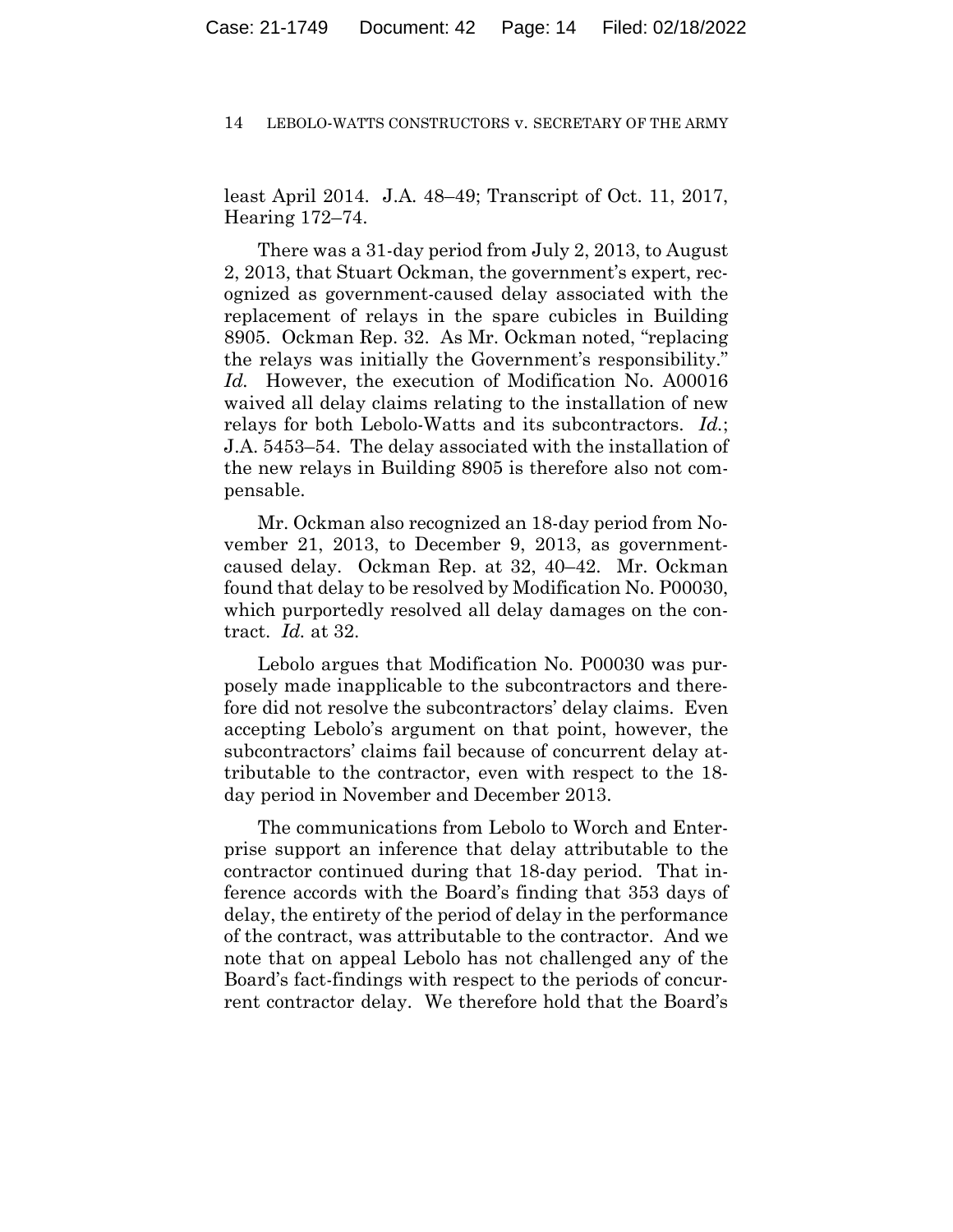least April 2014. J.A. 48–49; Transcript of Oct. 11, 2017, Hearing 172–74.

There was a 31-day period from July 2, 2013, to August 2, 2013, that Stuart Ockman, the government's expert, recognized as government-caused delay associated with the replacement of relays in the spare cubicles in Building 8905. Ockman Rep. 32. As Mr. Ockman noted, "replacing the relays was initially the Government's responsibility." *Id.* However, the execution of Modification No. A00016 waived all delay claims relating to the installation of new relays for both Lebolo-Watts and its subcontractors. *Id.*; J.A. 5453–54. The delay associated with the installation of the new relays in Building 8905 is therefore also not compensable.

Mr. Ockman also recognized an 18-day period from November 21, 2013, to December 9, 2013, as government-caused delay. Ockman Rep. at 32, 40–42. Mr. Ockman found that delay to be resolved by Modification No. P00030, which purportedly resolved all delay damages on the contract. *Id.* at 32.

Lebolo argues that Modification No. P00030 was purposely made inapplicable to the subcontractors and therefore did not resolve the subcontractors' delay claims. Even accepting Lebolo's argument on that point, however, the subcontractors' claims fail because of concurrent delay attributable to the contractor, even with respect to the 18-day period in November and December 2013.

The communications from Lebolo to Worch and Enterprise support an inference that delay attributable to the contractor continued during that 18-day period. That inference accords with the Board's finding that 353 days of delay, the entirety of the period of delay in the performance of the contract, was attributable to the contractor. And we note that on appeal Lebolo has not challenged any of the Board's fact-findings with respect to the periods of concurrent contractor delay. We therefore hold that the Board's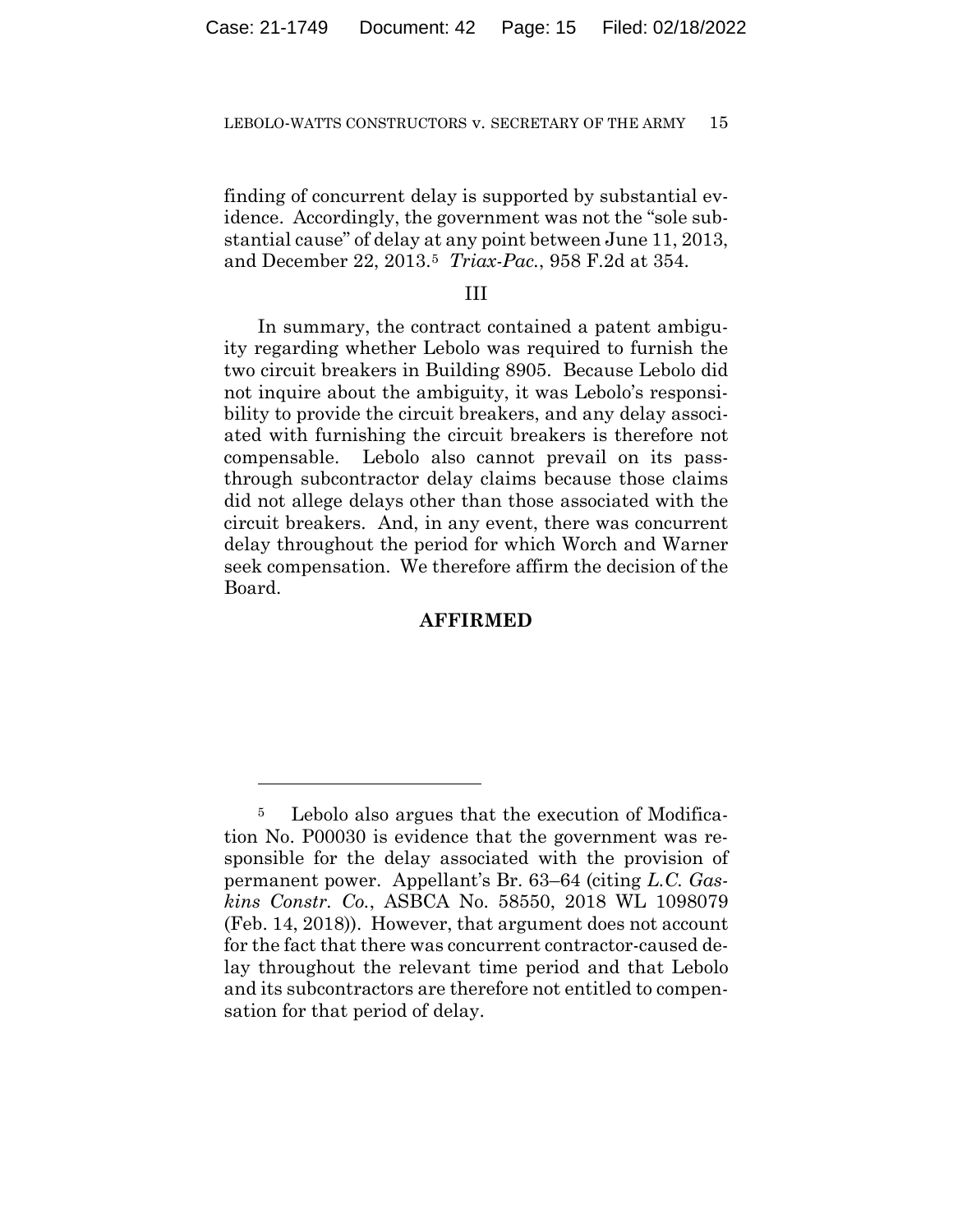finding of concurrent delay is supported by substantial evidence. Accordingly, the government was not the "sole substantial cause" of delay at any point between June 11, 2013, and December 22, 2013.[5] *Triax-Pac.*, 958 F.2d at 354.

## III

In summary, the contract contained a patent ambiguity regarding whether Lebolo was required to furnish the two circuit breakers in Building 8905. Because Lebolo did not inquire about the ambiguity, it was Lebolo's responsibility to provide the circuit breakers, and any delay associated with furnishing the circuit breakers is therefore not compensable. Lebolo also cannot prevail on its pass-through subcontractor delay claims because those claims did not allege delays other than those associated with the circuit breakers. And, in any event, there was concurrent delay throughout the period for which Worch and Warner seek compensation. We therefore affirm the decision of the Board.

**AFFIRMED**

---

[5] Lebolo also argues that the execution of Modification No. P00030 is evidence that the government was responsible for the delay associated with the provision of permanent power. Appellant's Br. 63–64 (citing *L.C. Gaskins Constr. Co.*, ASBCA No. 58550, 2018 WL 1098079 (Feb. 14, 2018)). However, that argument does not account for the fact that there was concurrent contractor-caused delay throughout the relevant time period and that Lebolo and its subcontractors are therefore not entitled to compensation for that period of delay.